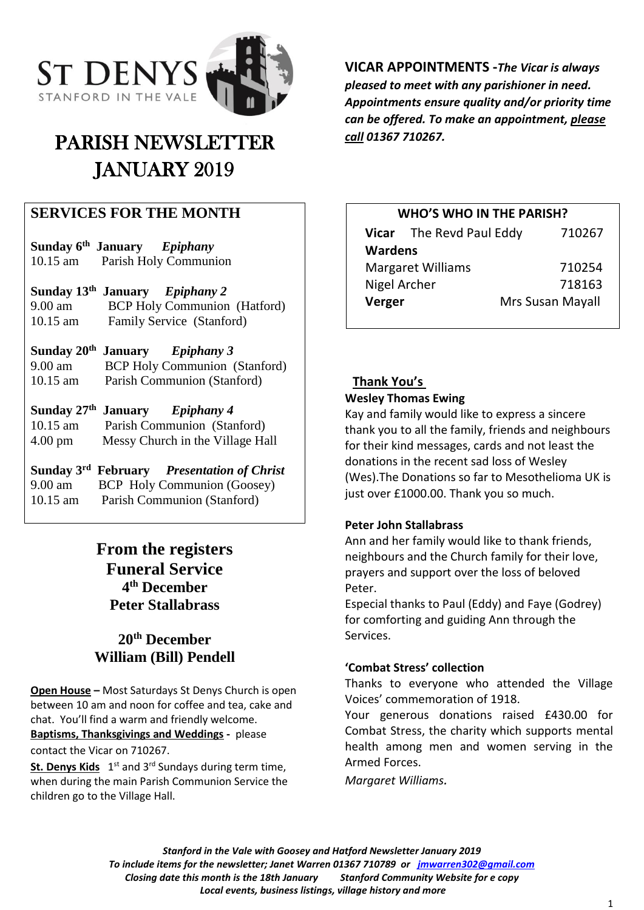# ST DENYS
STANFORD IN THE VALE

# PARISH NEWSLETTER JANUARY 2019

## SERVICES FOR THE MONTH

**Sunday 6th January** ***Epiphany***
10.15 am Parish Holy Communion

**Sunday 13th January** ***Epiphany 2***
9.00 am BCP Holy Communion (Hatford)
10.15 am Family Service (Stanford)

**Sunday 20th January** ***Epiphany 3***
9.00 am BCP Holy Communion (Stanford)
10.15 am Parish Communion (Stanford)

**Sunday 27th January** ***Epiphany 4***
10.15 am Parish Communion (Stanford)
4.00 pm Messy Church in the Village Hall

**Sunday 3rd February** ***Presentation of Christ***
9.00 am BCP Holy Communion (Goosey)
10.15 am Parish Communion (Stanford)

## From the registers
### Funeral Service
**4th December**
**Peter Stallabrass**

**20th December**
**William (Bill) Pendell**

**Open House** – Most Saturdays St Denys Church is open between 10 am and noon for coffee and tea, cake and chat. You'll find a warm and friendly welcome.

**Baptisms, Thanksgivings and Weddings** - please contact the Vicar on 710267.

**St. Denys Kids** 1st and 3rd Sundays during term time, when during the main Parish Communion Service the children go to the Village Hall.

**VICAR APPOINTMENTS** -***The Vicar is always pleased to meet with any parishioner in need. Appointments ensure quality and/or priority time can be offered. To make an appointment, please call 01367 710267.***

### WHO'S WHO IN THE PARISH?

| | | |
|---|---|---|
| **Vicar** | The Revd Paul Eddy | 710267 |
| **Wardens** | | |
| Margaret Williams | | 710254 |
| Nigel Archer | | 718163 |
| **Verger** | Mrs Susan Mayall | |

## Thank You's

**Wesley Thomas Ewing**
Kay and family would like to express a sincere thank you to all the family, friends and neighbours for their kind messages, cards and not least the donations in the recent sad loss of Wesley (Wes).The Donations so far to Mesothelioma UK is just over £1000.00. Thank you so much.

**Peter John Stallabrass**
Ann and her family would like to thank friends, neighbours and the Church family for their love, prayers and support over the loss of beloved Peter.
Especial thanks to Paul (Eddy) and Faye (Godrey) for comforting and guiding Ann through the Services.

**'Combat Stress' collection**
Thanks to everyone who attended the Village Voices' commemoration of 1918.
Your generous donations raised £430.00 for Combat Stress, the charity which supports mental health among men and women serving in the Armed Forces.
*Margaret Williams.*

***Stanford in the Vale with Goosey and Hatford Newsletter January 2019***
***To include items for the newsletter; Janet Warren 01367 710789 or jmwarren302@gmail.com***
***Closing date this month is the 18th January Stanford Community Website for e copy***
***Local events, business listings, village history and more***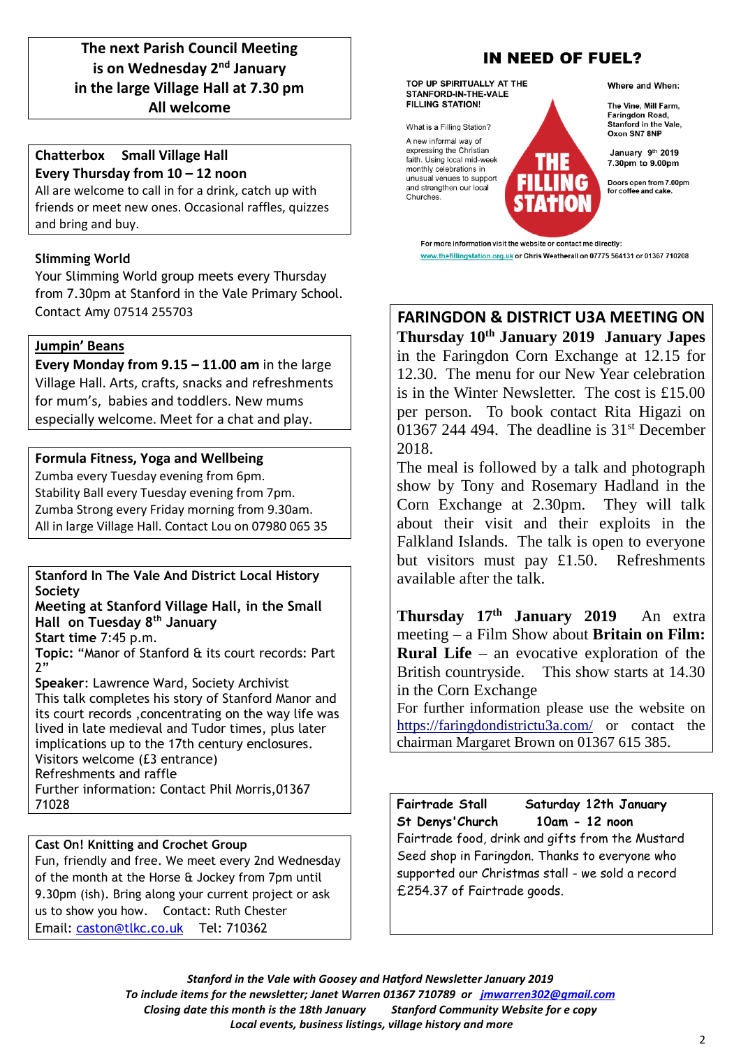**The next Parish Council Meeting is on Wednesday 2nd January in the large Village Hall at 7.30 pm**
**All welcome**

**Chatterbox Small Village Hall**
**Every Thursday from 10 – 12 noon**
All are welcome to call in for a drink, catch up with friends or meet new ones. Occasional raffles, quizzes and bring and buy.

**Slimming World**
Your Slimming World group meets every Thursday from 7.30pm at Stanford in the Vale Primary School. Contact Amy 07514 255703

**Jumpin' Beans**
**Every Monday from 9.15 – 11.00 am** in the large Village Hall. Arts, crafts, snacks and refreshments for mum's, babies and toddlers. New mums especially welcome. Meet for a chat and play.

**Formula Fitness, Yoga and Wellbeing**
Zumba every Tuesday evening from 6pm.
Stability Ball every Tuesday evening from 7pm.
Zumba Strong every Friday morning from 9.30am.
All in large Village Hall. Contact Lou on 07980 065 35

**Stanford In The Vale And District Local History Society**
**Meeting at Stanford Village Hall, in the Small Hall on Tuesday 8th January**
**Start time** 7:45 p.m.
**Topic:** "Manor of Stanford & its court records: Part 2"
**Speaker**: Lawrence Ward, Society Archivist
This talk completes his story of Stanford Manor and its court records ,concentrating on the way life was lived in late medieval and Tudor times, plus later implications up to the 17th century enclosures.
Visitors welcome (£3 entrance)
Refreshments and raffle
Further information: Contact Phil Morris,01367 71028

**Cast On! Knitting and Crochet Group**
Fun, friendly and free. We meet every 2nd Wednesday of the month at the Horse & Jockey from 7pm until 9.30pm (ish). Bring along your current project or ask us to show you how. Contact: Ruth Chester
Email: caston@tlkc.co.uk Tel: 710362

## IN NEED OF FUEL?

TOP UP SPIRITUALLY AT THE STANFORD-IN-THE-VALE FILLING STATION!

What is a Filling Station?
A new informal way of expressing the Christian faith. Using local mid-week monthly celebrations in unusual venues to support and strengthen our local Churches.

**THE FILLING STATION**

Where and When:
The Vine, Mill Farm, Faringdon Road, Stanford in the Vale, Oxon SN7 8NP

January 9th 2019
7.30pm to 9.00pm

Doors open from 7.00pm for coffee and cake.

For more information visit the website or contact me directly:
www.thefillingstation.org.uk or Chris Weatherall on 07775 564131 or 01367 710208

## FARINGDON & DISTRICT U3A MEETING ON

**Thursday 10th January 2019 January Japes** in the Faringdon Corn Exchange at 12.15 for 12.30. The menu for our New Year celebration is in the Winter Newsletter. The cost is £15.00 per person. To book contact Rita Higazi on 01367 244 494. The deadline is 31st December 2018.
The meal is followed by a talk and photograph show by Tony and Rosemary Hadland in the Corn Exchange at 2.30pm. They will talk about their visit and their exploits in the Falkland Islands. The talk is open to everyone but visitors must pay £1.50. Refreshments available after the talk.

**Thursday 17th January 2019** An extra meeting – a Film Show about **Britain on Film: Rural Life** – an evocative exploration of the British countryside. This show starts at 14.30 in the Corn Exchange
For further information please use the website on https://faringdondistrictu3a.com/ or contact the chairman Margaret Brown on 01367 615 385.

**Fairtrade Stall Saturday 12th January**
**St Denys'Church 10am - 12 noon**
Fairtrade food, drink and gifts from the Mustard Seed shop in Faringdon. Thanks to everyone who supported our Christmas stall - we sold a record £254.37 of Fairtrade goods.

*Stanford in the Vale with Goosey and Hatford Newsletter January 2019*
*To include items for the newsletter; Janet Warren 01367 710789 or jmwarren302@gmail.com*
*Closing date this month is the 18th January Stanford Community Website for e copy*
*Local events, business listings, village history and more*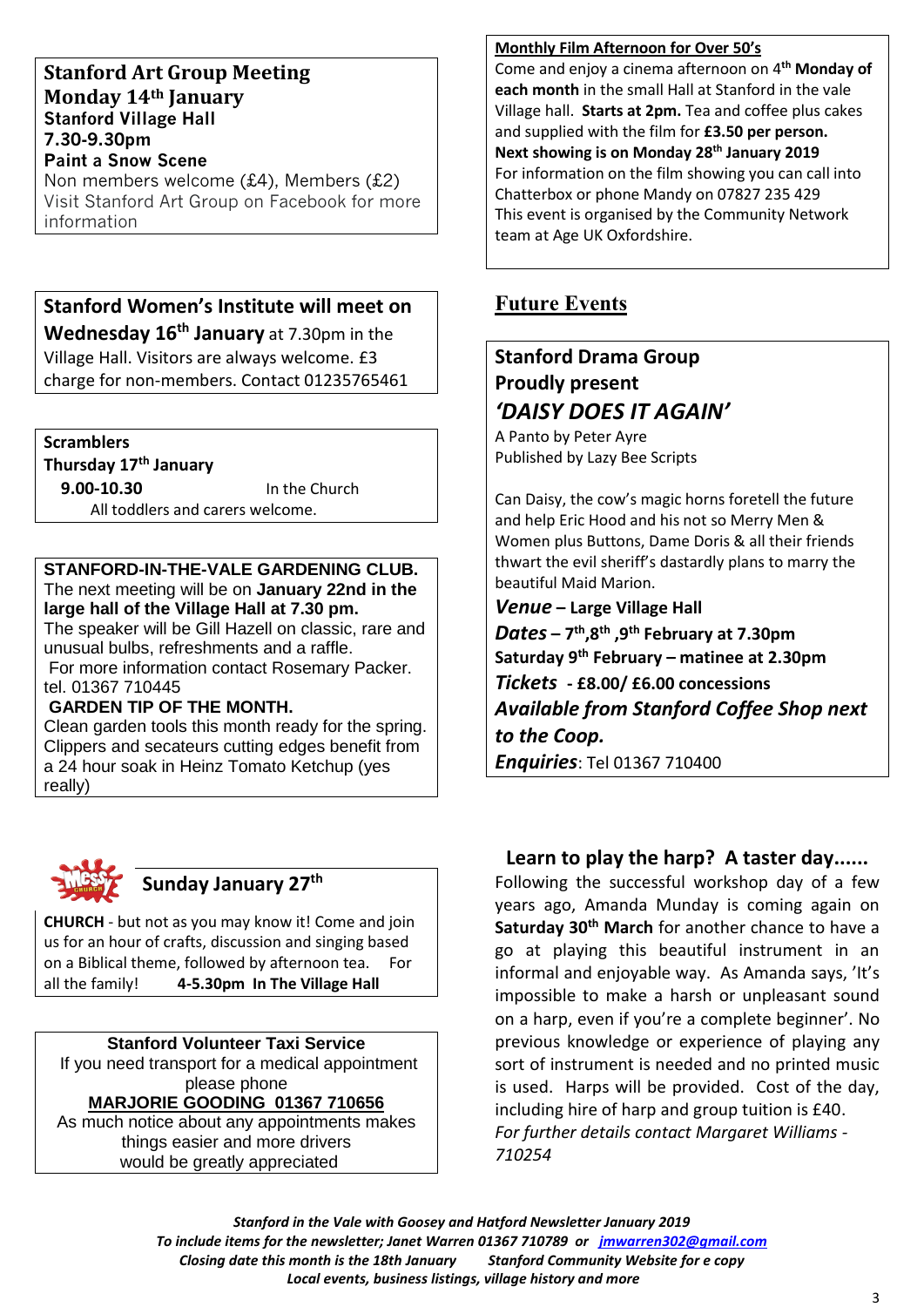## Stanford Art Group Meeting
## Monday 14th January

**Stanford Village Hall**
**7.30-9.30pm**
**Paint a Snow Scene**

Non members welcome (£4), Members (£2)
Visit Stanford Art Group on Facebook for more information

---

**Stanford Women's Institute will meet on Wednesday 16th January** at 7.30pm in the Village Hall. Visitors are always welcome. £3 charge for non-members. Contact 01235765461

---

**Scramblers**
**Thursday 17th January**
**9.00-10.30** In the Church
All toddlers and carers welcome.

---

**STANFORD-IN-THE-VALE GARDENING CLUB.**
The next meeting will be on **January 22nd in the large hall of the Village Hall at 7.30 pm.**
The speaker will be Gill Hazell on classic, rare and unusual bulbs, refreshments and a raffle.
For more information contact Rosemary Packer. tel. 01367 710445

**GARDEN TIP OF THE MONTH.**
Clean garden tools this month ready for the spring. Clippers and secateurs cutting edges benefit from a 24 hour soak in Heinz Tomato Ketchup (yes really)

---

**Sunday January 27th**

**CHURCH** - but not as you may know it! Come and join us for an hour of crafts, discussion and singing based on a Biblical theme, followed by afternoon tea. For all the family! **4-5.30pm In The Village Hall**

---

**Stanford Volunteer Taxi Service**
If you need transport for a medical appointment please phone
**MARJORIE GOODING 01367 710656**
As much notice about any appointments makes things easier and more drivers would be greatly appreciated

---

**Monthly Film Afternoon for Over 50's**
Come and enjoy a cinema afternoon on 4th **Monday of each month** in the small Hall at Stanford in the vale Village hall. **Starts at 2pm.** Tea and coffee plus cakes and supplied with the film for **£3.50 per person.**
**Next showing is on Monday 28th January 2019**
For information on the film showing you can call into Chatterbox or phone Mandy on 07827 235 429
This event is organised by the Community Network team at Age UK Oxfordshire.

## Future Events

**Stanford Drama Group**
**Proudly present**
***'DAISY DOES IT AGAIN'***
A Panto by Peter Ayre
Published by Lazy Bee Scripts

Can Daisy, the cow's magic horns foretell the future and help Eric Hood and his not so Merry Men & Women plus Buttons, Dame Doris & all their friends thwart the evil sheriff's dastardly plans to marry the beautiful Maid Marion.

***Venue* – Large Village Hall**
***Dates* – 7th,8th ,9th February at 7.30pm**
**Saturday 9th February – matinee at 2.30pm**
***Tickets* - £8.00/ £6.00 concessions**
***Available from Stanford Coffee Shop next to the Coop.***
***Enquiries***: Tel 01367 710400

---

**Learn to play the harp? A taster day......**

Following the successful workshop day of a few years ago, Amanda Munday is coming again on **Saturday 30th March** for another chance to have a go at playing this beautiful instrument in an informal and enjoyable way. As Amanda says, 'It's impossible to make a harsh or unpleasant sound on a harp, even if you're a complete beginner'. No previous knowledge or experience of playing any sort of instrument is needed and no printed music is used. Harps will be provided. Cost of the day, including hire of harp and group tuition is £40.
*For further details contact Margaret Williams - 710254*

---

***Stanford in the Vale with Goosey and Hatford Newsletter January 2019***
***To include items for the newsletter; Janet Warren 01367 710789 or jmwarren302@gmail.com***
***Closing date this month is the 18th January Stanford Community Website for e copy***
***Local events, business listings, village history and more***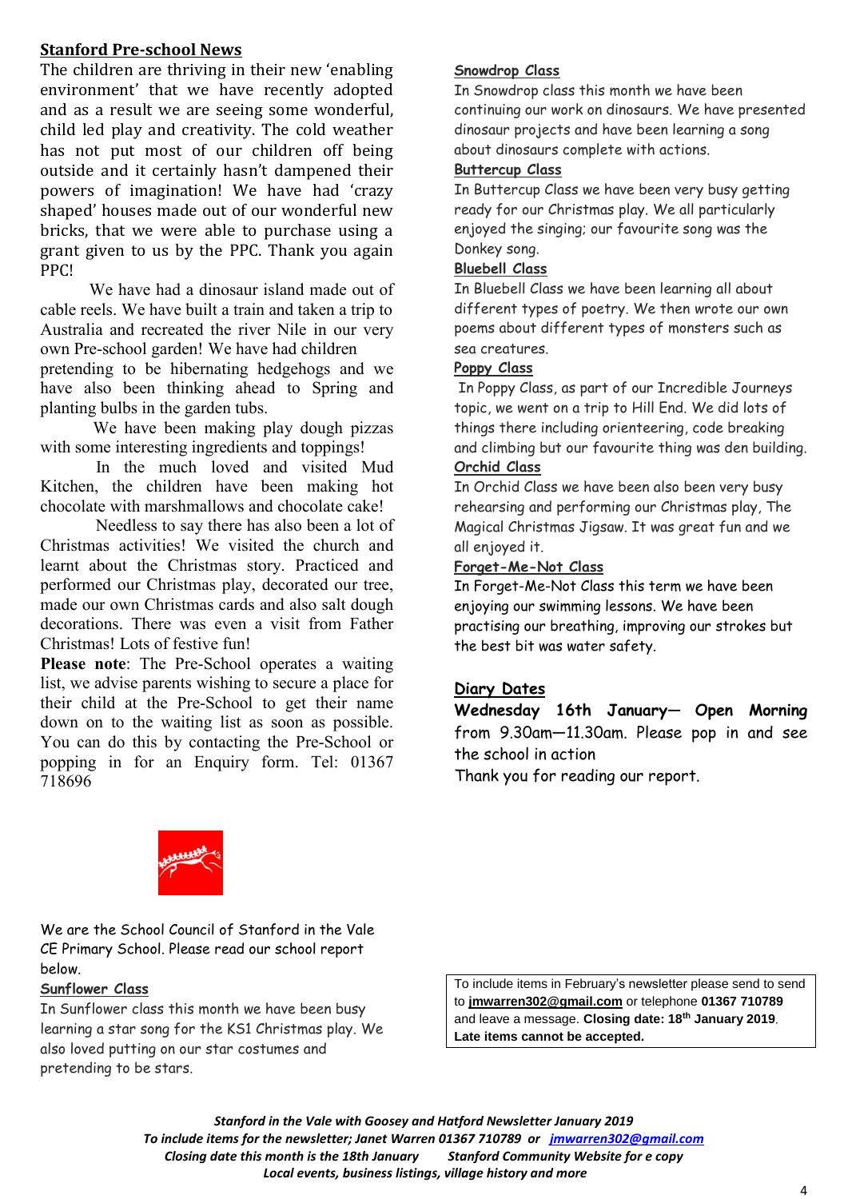## Stanford Pre-school News

The children are thriving in their new 'enabling environment' that we have recently adopted and as a result we are seeing some wonderful, child led play and creativity. The cold weather has not put most of our children off being outside and it certainly hasn't dampened their powers of imagination! We have had 'crazy shaped' houses made out of our wonderful new bricks, that we were able to purchase using a grant given to us by the PPC. Thank you again PPC!

We have had a dinosaur island made out of cable reels. We have built a train and taken a trip to Australia and recreated the river Nile in our very own Pre-school garden! We have had children pretending to be hibernating hedgehogs and we have also been thinking ahead to Spring and planting bulbs in the garden tubs.

We have been making play dough pizzas with some interesting ingredients and toppings!

In the much loved and visited Mud Kitchen, the children have been making hot chocolate with marshmallows and chocolate cake!

Needless to say there has also been a lot of Christmas activities! We visited the church and learnt about the Christmas story. Practiced and performed our Christmas play, decorated our tree, made our own Christmas cards and also salt dough decorations. There was even a visit from Father Christmas! Lots of festive fun!

**Please note**: The Pre-School operates a waiting list, we advise parents wishing to secure a place for their child at the Pre-School to get their name down on to the waiting list as soon as possible. You can do this by contacting the Pre-School or popping in for an Enquiry form. Tel: 01367 718696

We are the School Council of Stanford in the Vale CE Primary School. Please read our school report below.

**Sunflower Class**
In Sunflower class this month we have been busy learning a star song for the KS1 Christmas play. We also loved putting on our star costumes and pretending to be stars.

**Snowdrop Class**
In Snowdrop class this month we have been continuing our work on dinosaurs. We have presented dinosaur projects and have been learning a song about dinosaurs complete with actions.

**Buttercup Class**
In Buttercup Class we have been very busy getting ready for our Christmas play. We all particularly enjoyed the singing; our favourite song was the Donkey song.

**Bluebell Class**
In Bluebell Class we have been learning all about different types of poetry. We then wrote our own poems about different types of monsters such as sea creatures.

**Poppy Class**
In Poppy Class, as part of our Incredible Journeys topic, we went on a trip to Hill End. We did lots of things there including orienteering, code breaking and climbing but our favourite thing was den building.

**Orchid Class**
In Orchid Class we have been also been very busy rehearsing and performing our Christmas play, The Magical Christmas Jigsaw. It was great fun and we all enjoyed it.

**Forget-Me-Not Class**
In Forget-Me-Not Class this term we have been enjoying our swimming lessons. We have been practising our breathing, improving our strokes but the best bit was water safety.

**Diary Dates**

**Wednesday 16th January— Open Morning** from 9.30am—11.30am. Please pop in and see the school in action

Thank you for reading our report.

To include items in February's newsletter please send to send to **jmwarren302@gmail.com** or telephone **01367 710789** and leave a message. **Closing date: 18th January 2019**. **Late items cannot be accepted.**

***Stanford in the Vale with Goosey and Hatford Newsletter January 2019***
***To include items for the newsletter; Janet Warren 01367 710789 or jmwarren302@gmail.com***
***Closing date this month is the 18th January Stanford Community Website for e copy***
***Local events, business listings, village history and more***